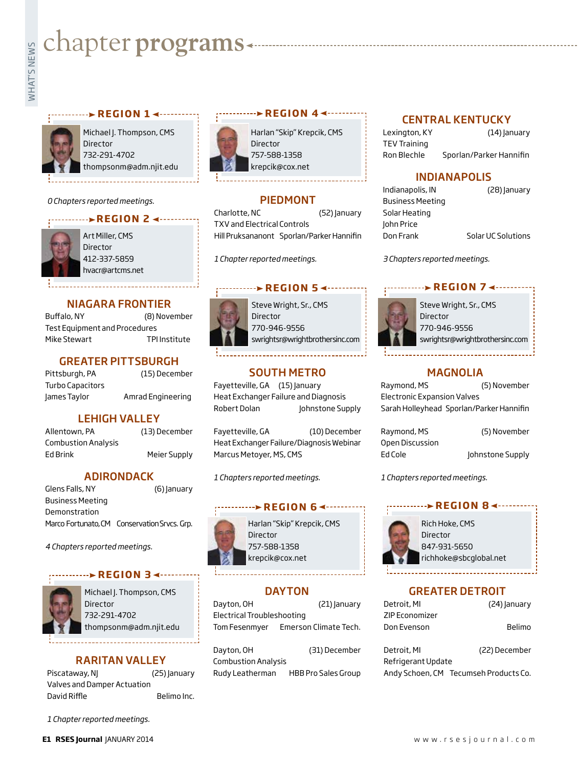# chapter programs

## REGION 1

Michael J. Thompson, CMS
Director
732-291-4702
thompsonm@adm.njit.edu

*0 Chapters reported meetings.*

## REGION 2

Art Miller, CMS
Director
412-337-5859
hvacr@artcms.net

### NIAGARA FRONTIER

Buffalo, NY (8) November
Test Equipment and Procedures
Mike Stewart TPI Institute

### GREATER PITTSBURGH

Pittsburgh, PA (15) December
Turbo Capacitors
James Taylor Amrad Engineering

### LEHIGH VALLEY

Allentown, PA (13) December
Combustion Analysis
Ed Brink Meier Supply

### ADIRONDACK

Glens Falls, NY (6) January
Business Meeting
Demonstration
Marco Fortunato, CM Conservation Srvcs. Grp.

*4 Chapters reported meetings.*

## REGION 3

Michael J. Thompson, CMS
Director
732-291-4702
thompsonm@adm.njit.edu

### RARITAN VALLEY

Piscataway, NJ (25) January
Valves and Damper Actuation
David Riffle Belimo Inc.

*1 Chapter reported meetings.*

## REGION 4

Harlan "Skip" Krepcik, CMS
Director
757-588-1358
krepcik@cox.net

### PIEDMONT

Charlotte, NC (52) January
TXV and Electrical Controls
Hill Pruksananont Sporlan/Parker Hannifin

*1 Chapter reported meetings.*

## REGION 5

Steve Wright, Sr., CMS
Director
770-946-9556
swrightsr@wrightbrothersinc.com

### SOUTH METRO

Fayetteville, GA (15) January
Heat Exchanger Failure and Diagnosis
Robert Dolan Johnstone Supply

Fayetteville, GA (10) December
Heat Exchanger Failure/Diagnosis Webinar
Marcus Metoyer, MS, CMS

*1 Chapters reported meetings.*

## REGION 6

Harlan "Skip" Krepcik, CMS
Director
757-588-1358
krepcik@cox.net

### DAYTON

Dayton, OH (21) January
Electrical Troubleshooting
Tom Fesenmyer Emerson Climate Tech.

Dayton, OH (31) December
Combustion Analysis
Rudy Leatherman HBB Pro Sales Group

### CENTRAL KENTUCKY

Lexington, KY (14) January
TEV Training
Ron Blechle Sporlan/Parker Hannifin

### INDIANAPOLIS

Indianapolis, IN (28) January
Business Meeting
Solar Heating
John Price
Don Frank Solar UC Solutions

*3 Chapters reported meetings.*

## REGION 7

Steve Wright, Sr., CMS
Director
770-946-9556
swrightsr@wrightbrothersinc.com

### MAGNOLIA

Raymond, MS (5) November
Electronic Expansion Valves
Sarah Holleyhead Sporlan/Parker Hannifin

Raymond, MS (5) November
Open Discussion
Ed Cole Johnstone Supply

*1 Chapters reported meetings.*

## REGION 8

Rich Hoke, CMS
Director
847-931-5650
richhoke@sbcglobal.net

### GREATER DETROIT

Detroit, MI (24) January
ZIP Economizer
Don Evenson Belimo

Detroit, MI (22) December
Refrigerant Update
Andy Schoen, CM Tecumseh Products Co.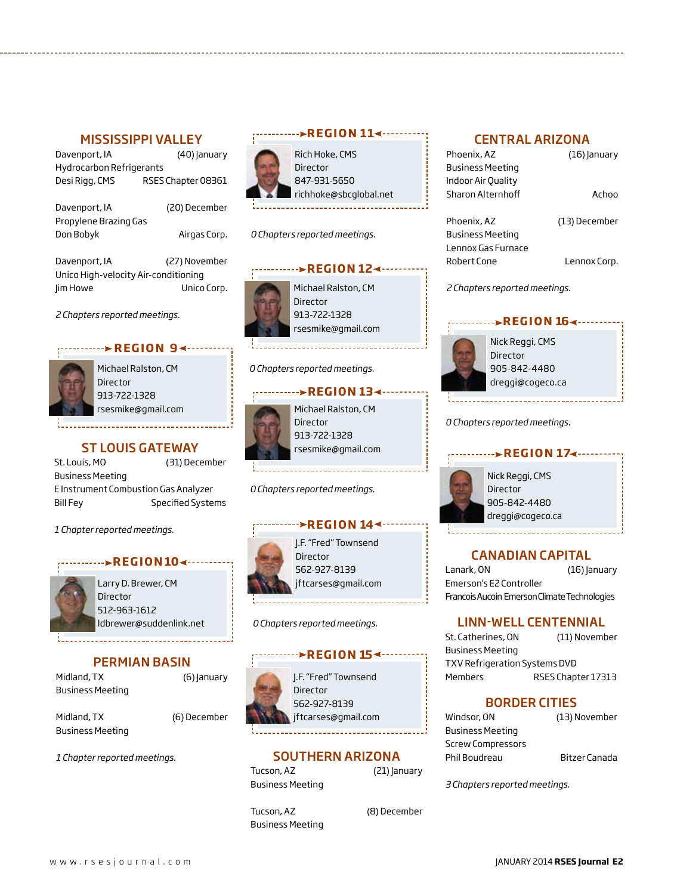## MISSISSIPPI VALLEY

Davenport, IA (40) January
Hydrocarbon Refrigerants
Desi Rigg, CMS RSES Chapter 08361

Davenport, IA (20) December
Propylene Brazing Gas
Don Bobyk Airgas Corp.

Davenport, IA (27) November
Unico High-velocity Air-conditioning
Jim Howe Unico Corp.

*2 Chapters reported meetings.*

## REGION 9

Michael Ralston, CM
Director
913-722-1328
rsesmike@gmail.com

## ST LOUIS GATEWAY

St. Louis, MO (31) December
Business Meeting
E Instrument Combustion Gas Analyzer
Bill Fey Specified Systems

*1 Chapter reported meetings.*

## REGION 10

Larry D. Brewer, CM
Director
512-963-1612
ldbrewer@suddenlink.net

## PERMIAN BASIN

Midland, TX (6) January
Business Meeting

Midland, TX (6) December
Business Meeting

*1 Chapter reported meetings.*

## REGION 11

Rich Hoke, CMS
Director
847-931-5650
richhoke@sbcglobal.net

*0 Chapters reported meetings.*

## REGION 12

Michael Ralston, CM
Director
913-722-1328
rsesmike@gmail.com

*0 Chapters reported meetings.*

## REGION 13

Michael Ralston, CM
Director
913-722-1328
rsesmike@gmail.com

*0 Chapters reported meetings.*

## REGION 14

J.F. "Fred" Townsend
Director
562-927-8139
jftcarses@gmail.com

*0 Chapters reported meetings.*

## REGION 15

J.F. "Fred" Townsend
Director
562-927-8139
jftcarses@gmail.com

## SOUTHERN ARIZONA

Tucson, AZ (21) January
Business Meeting

Tucson, AZ (8) December
Business Meeting

## CENTRAL ARIZONA

Phoenix, AZ (16) January
Business Meeting
Indoor Air Quality
Sharon Alternhoff Achoo

Phoenix, AZ (13) December
Business Meeting
Lennox Gas Furnace
Robert Cone Lennox Corp.

*2 Chapters reported meetings.*

## REGION 16

Nick Reggi, CMS
Director
905-842-4480
dreggi@cogeco.ca

*0 Chapters reported meetings.*

## REGION 17

Nick Reggi, CMS
Director
905-842-4480
dreggi@cogeco.ca

## CANADIAN CAPITAL

Lanark, ON (16) January
Emerson's E2 Controller
Francois Aucoin Emerson Climate Technologies

## LINN-WELL CENTENNIAL

St. Catherines, ON (11) November
Business Meeting
TXV Refrigeration Systems DVD
Members RSES Chapter 17313

## BORDER CITIES

Windsor, ON (13) November
Business Meeting
Screw Compressors
Phil Boudreau Bitzer Canada

*3 Chapters reported meetings.*